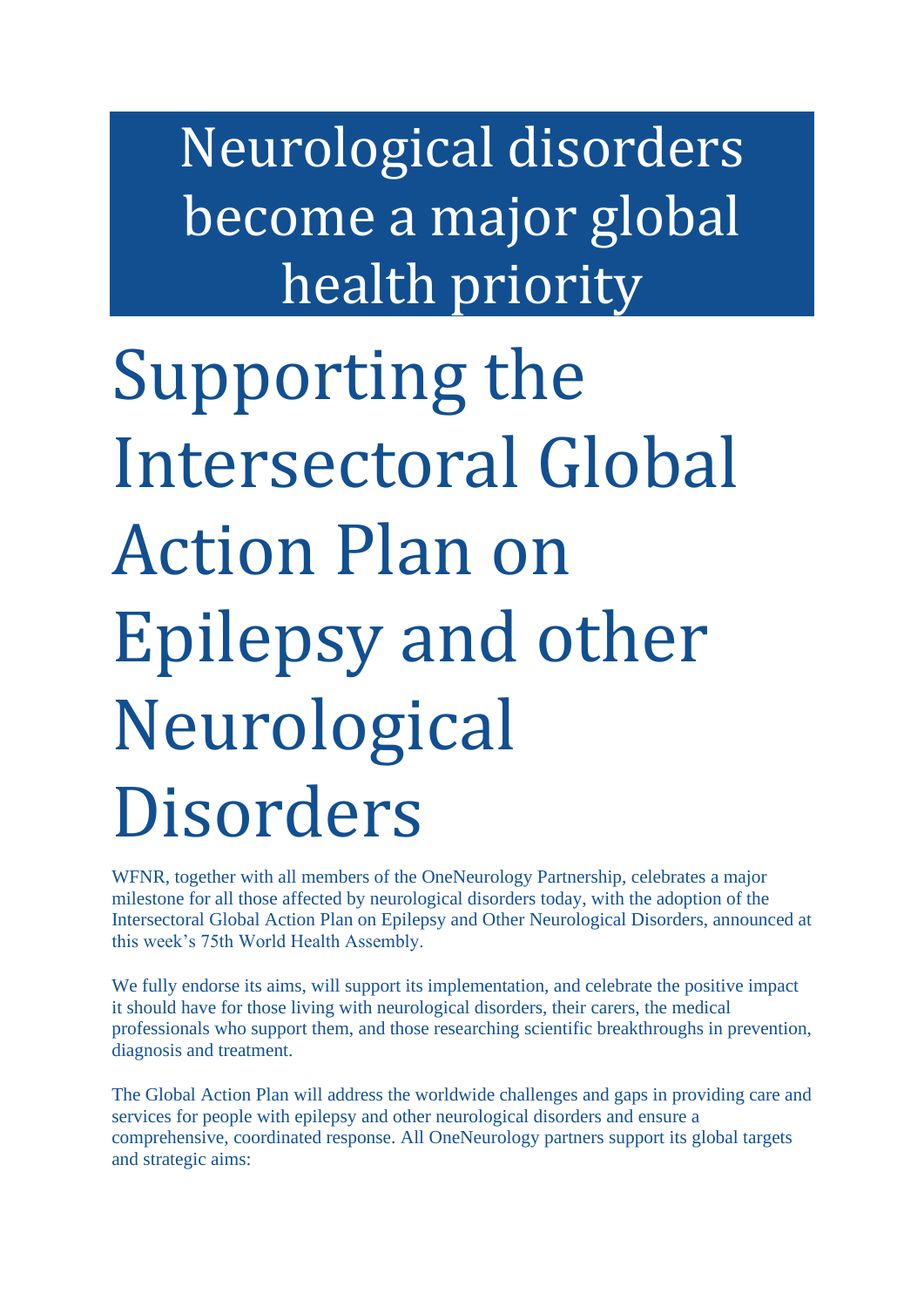# Neurological disorders become a major global health priority

# Supporting the Intersectoral Global Action Plan on Epilepsy and other Neurological Disorders

WFNR, together with all members of the OneNeurology Partnership, celebrates a major milestone for all those affected by neurological disorders today, with the adoption of the Intersectoral Global Action Plan on Epilepsy and Other Neurological Disorders, announced at this week's 75th World Health Assembly.

We fully endorse its aims, will support its implementation, and celebrate the positive impact it should have for those living with neurological disorders, their carers, the medical professionals who support them, and those researching scientific breakthroughs in prevention, diagnosis and treatment.

The Global Action Plan will address the worldwide challenges and gaps in providing care and services for people with epilepsy and other neurological disorders and ensure a comprehensive, coordinated response. All OneNeurology partners support its global targets and strategic aims: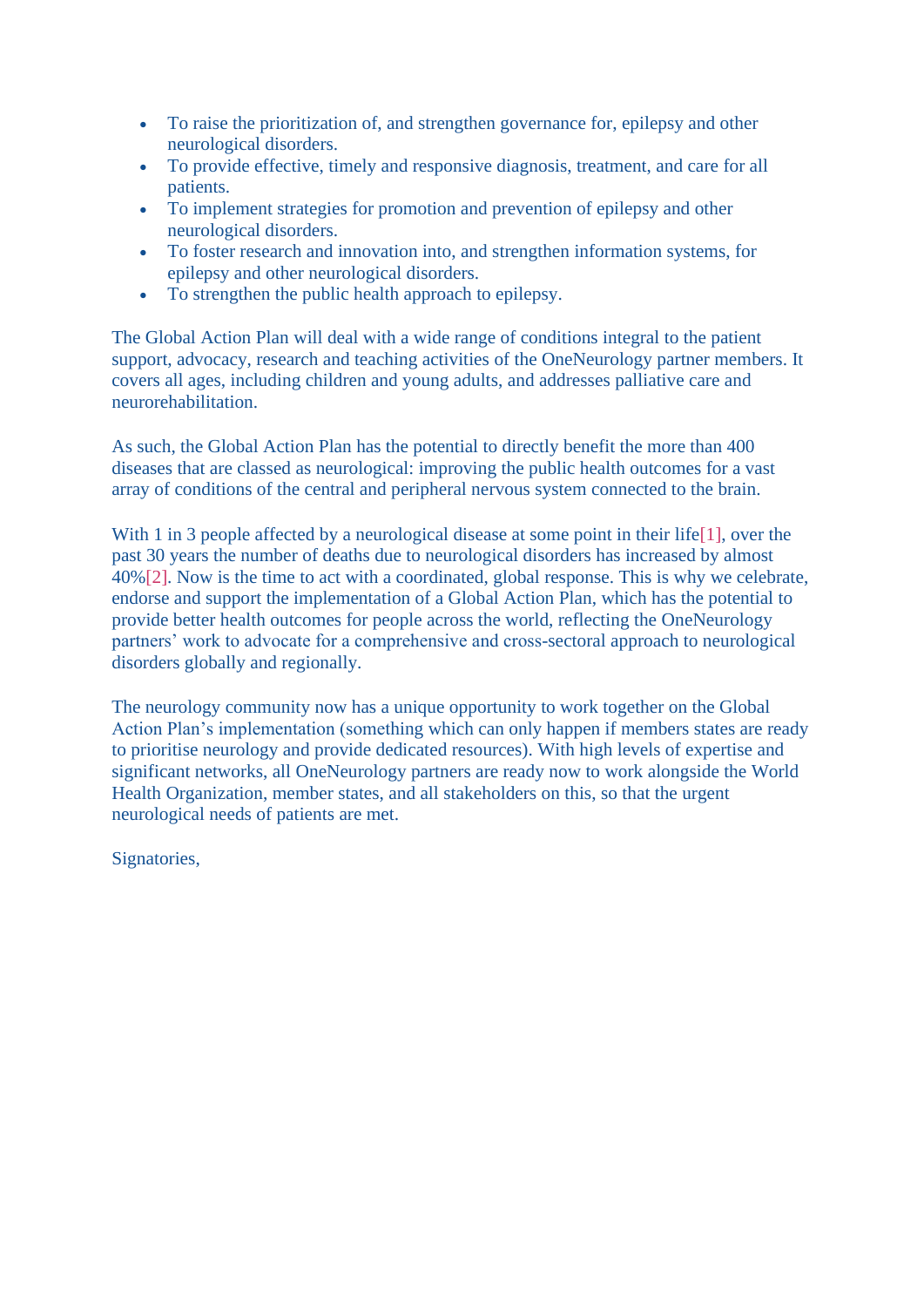- To raise the prioritization of, and strengthen governance for, epilepsy and other neurological disorders.
- To provide effective, timely and responsive diagnosis, treatment, and care for all patients.
- To implement strategies for promotion and prevention of epilepsy and other neurological disorders.
- To foster research and innovation into, and strengthen information systems, for epilepsy and other neurological disorders.
- To strengthen the public health approach to epilepsy.

The Global Action Plan will deal with a wide range of conditions integral to the patient support, advocacy, research and teaching activities of the OneNeurology partner members. It covers all ages, including children and young adults, and addresses palliative care and neurorehabilitation.

As such, the Global Action Plan has the potential to directly benefit the more than 400 diseases that are classed as neurological: improving the public health outcomes for a vast array of conditions of the central and peripheral nervous system connected to the brain.

With 1 in 3 people affected by a neurological disease at some point in their life[1], over the past 30 years the number of deaths due to neurological disorders has increased by almost 40%[2]. Now is the time to act with a coordinated, global response. This is why we celebrate, endorse and support the implementation of a Global Action Plan, which has the potential to provide better health outcomes for people across the world, reflecting the OneNeurology partners' work to advocate for a comprehensive and cross-sectoral approach to neurological disorders globally and regionally.

The neurology community now has a unique opportunity to work together on the Global Action Plan's implementation (something which can only happen if members states are ready to prioritise neurology and provide dedicated resources). With high levels of expertise and significant networks, all OneNeurology partners are ready now to work alongside the World Health Organization, member states, and all stakeholders on this, so that the urgent neurological needs of patients are met.

Signatories,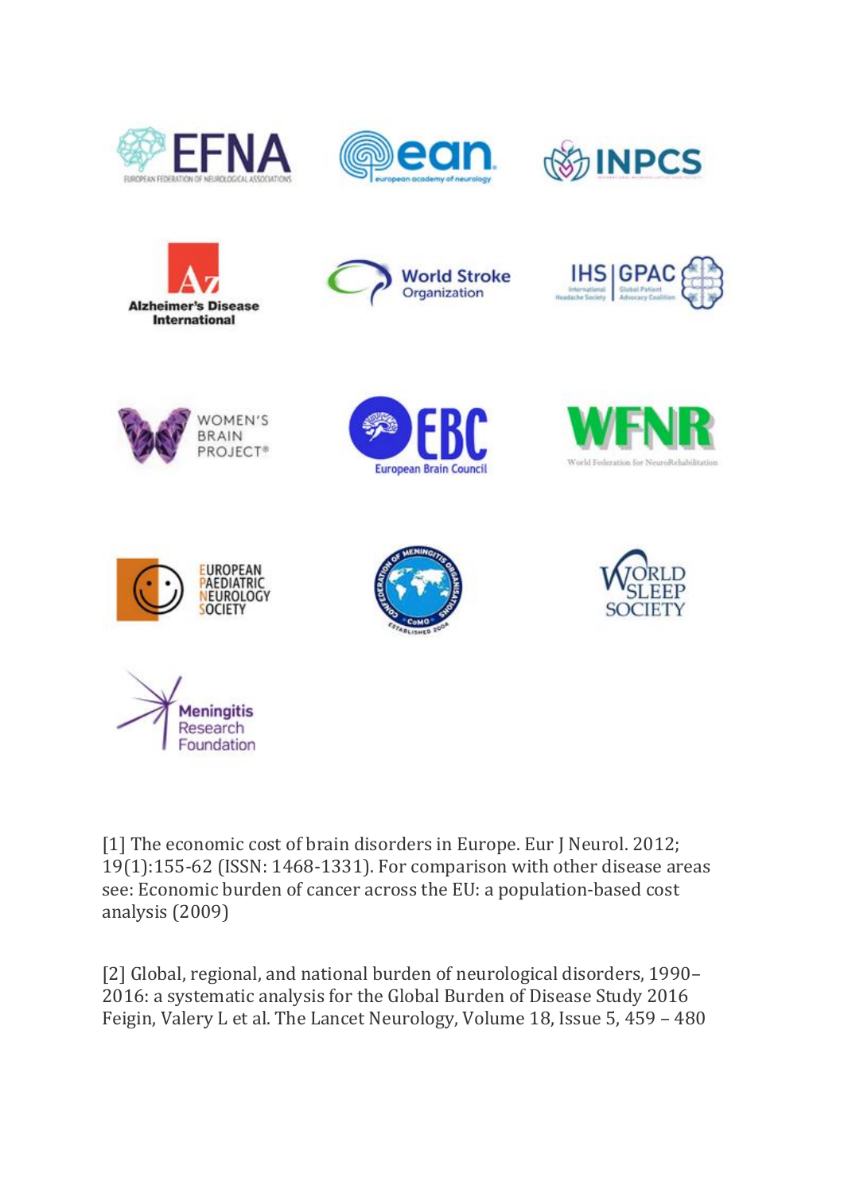[1] The economic cost of brain disorders in Europe. Eur J Neurol. 2012; 19(1):155-62 (ISSN: 1468-1331). For comparison with other disease areas see: Economic burden of cancer across the EU: a population-based cost analysis (2009)

[2] Global, regional, and national burden of neurological disorders, 1990–2016: a systematic analysis for the Global Burden of Disease Study 2016 Feigin, Valery L et al. The Lancet Neurology, Volume 18, Issue 5, 459 – 480